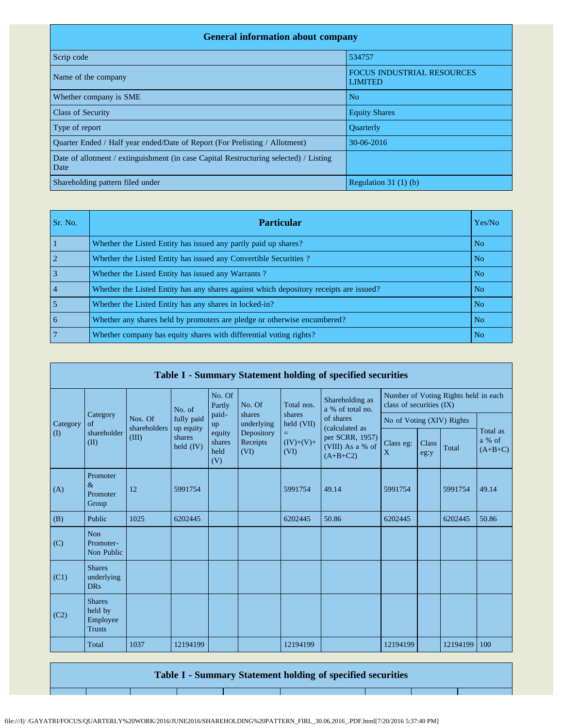| General information about company | |
|---|---|
| Scrip code | 534757 |
| Name of the company | FOCUS INDUSTRIAL RESOURCES LIMITED |
| Whether company is SME | No |
| Class of Security | Equity Shares |
| Type of report | Quarterly |
| Quarter Ended / Half year ended/Date of Report (For Prelisting / Allotment) | 30-06-2016 |
| Date of allotment / extinguishment (in case Capital Restructuring selected) / Listing Date | |
| Shareholding pattern filed under | Regulation 31 (1) (b) |

| Sr. No. | Particular | Yes/No |
|---|---|---|
| 1 | Whether the Listed Entity has issued any partly paid up shares? | No |
| 2 | Whether the Listed Entity has issued any Convertible Securities ? | No |
| 3 | Whether the Listed Entity has issued any Warrants ? | No |
| 4 | Whether the Listed Entity has any shares against which depository receipts are issued? | No |
| 5 | Whether the Listed Entity has any shares in locked-in? | No |
| 6 | Whether any shares held by promoters are pledge or otherwise encumbered? | No |
| 7 | Whether company has equity shares with differential voting rights? | No |

**Table I - Summary Statement holding of specified securities**

| Category (I) | Category of shareholder (II) | Nos. Of shareholders (III) | No. of fully paid up equity shares held (IV) | No. Of Partly paid-up equity shares held (V) | No. Of shares underlying Depository Receipts (VI) | Total nos. shares held (VII) = (IV)+(V)+ (VI) | Shareholding as a % of total no. of shares (calculated as per SCRR, 1957) (VIII) As a % of (A+B+C2) | Number of Voting Rights held in each class of securities (IX) | | | |
|---|---|---|---|---|---|---|---|---|---|---|---|
| | | | | | | | | No of Voting (XIV) Rights | | | Total as a % of (A+B+C) |
| | | | | | | | | Class eg: X | Class eg:y | Total | |
| (A) | Promoter & Promoter Group | 12 | 5991754 | | | 5991754 | 49.14 | 5991754 | | 5991754 | 49.14 |
| (B) | Public | 1025 | 6202445 | | | 6202445 | 50.86 | 6202445 | | 6202445 | 50.86 |
| (C) | Non Promoter-Non Public | | | | | | | | | | |
| (C1) | Shares underlying DRs | | | | | | | | | | |
| (C2) | Shares held by Employee Trusts | | | | | | | | | | |
| | Total | 1037 | 12194199 | | | 12194199 | | 12194199 | | 12194199 | 100 |

**Table I - Summary Statement holding of specified securities**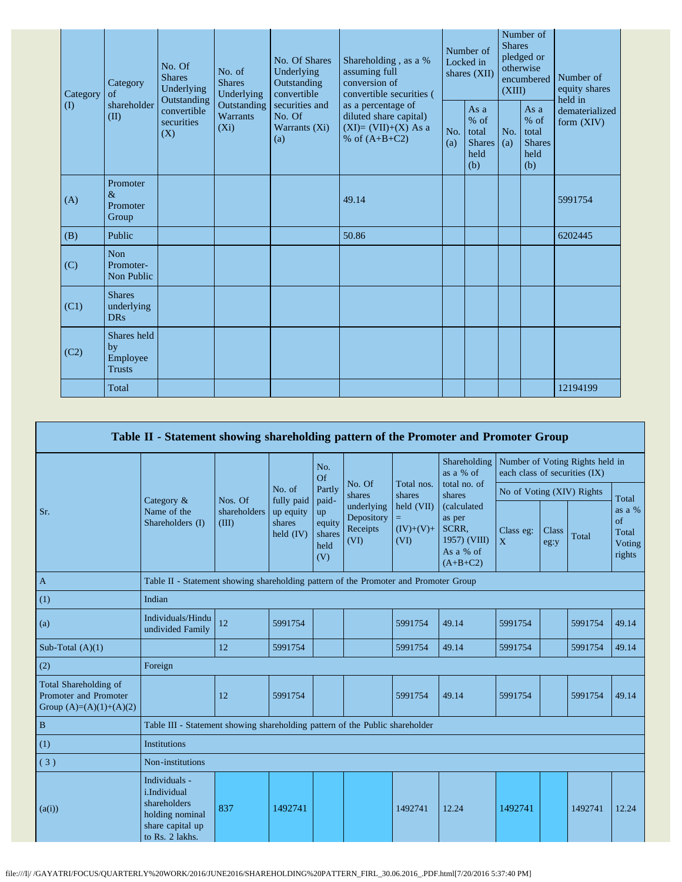| Category (I) | Category of shareholder (II) | No. Of Shares Underlying Outstanding convertible securities (X) | No. of Shares Underlying Outstanding Warrants (Xi) | No. Of Shares Underlying Outstanding convertible securities and No. Of Warrants (Xi) (a) | Shareholding , as a % assuming full conversion of convertible securities ( as a percentage of diluted share capital) (XI)= (VII)+(X) As a % of (A+B+C2) | Number of Locked in shares (XII) | | Number of Shares pledged or otherwise encumbered (XIII) | | Number of equity shares held in dematerialized form (XIV) |
|---|---|---|---|---|---|---|---|---|---|---|
| | | | | | | No. (a) | As a % of total Shares held (b) | No. (a) | As a % of total Shares held (b) | |
| (A) | Promoter & Promoter Group | | | | 49.14 | | | | | 5991754 |
| (B) | Public | | | | 50.86 | | | | | 6202445 |
| (C) | Non Promoter- Non Public | | | | | | | | | |
| (C1) | Shares underlying DRs | | | | | | | | | |
| (C2) | Shares held by Employee Trusts | | | | | | | | | |
| | Total | | | | | | | | | 12194199 |

## Table II - Statement showing shareholding pattern of the Promoter and Promoter Group

| Sr. | Category & Name of the Shareholders (I) | Nos. Of shareholders (III) | No. of fully paid up equity shares held (IV) | No. Of Partly paid-up equity shares held (V) | No. Of shares underlying Depository Receipts (VI) | Total nos. shares held (VII) = (IV)+(V)+ (VI) | Shareholding as a % of total no. of shares (calculated as per SCRR, 1957) (VIII) As a % of (A+B+C2) | Number of Voting Rights held in each class of securities (IX) | | | |
|---|---|---|---|---|---|---|---|---|---|---|---|
| | | | | | | | | No of Voting (XIV) Rights | | | Total as a % of Total Voting rights |
| | | | | | | | | Class eg: X | Class eg:y | Total | |
| A | Table II - Statement showing shareholding pattern of the Promoter and Promoter Group | | | | | | | | | | |
| (1) | Indian | | | | | | | | | | |
| (a) | Individuals/Hindu undivided Family | 12 | 5991754 | | | 5991754 | 49.14 | 5991754 | | 5991754 | 49.14 |
| Sub-Total (A)(1) | | 12 | 5991754 | | | 5991754 | 49.14 | 5991754 | | 5991754 | 49.14 |
| (2) | Foreign | | | | | | | | | | |
| Total Shareholding of Promoter and Promoter Group (A)=(A)(1)+(A)(2) | | 12 | 5991754 | | | 5991754 | 49.14 | 5991754 | | 5991754 | 49.14 |
| B | Table III - Statement showing shareholding pattern of the Public shareholder | | | | | | | | | | |
| (1) | Institutions | | | | | | | | | | |
| ( 3 ) | Non-institutions | | | | | | | | | | |
| (a(i)) | Individuals - i.Individual shareholders holding nominal share capital up to Rs. 2 lakhs. | 837 | 1492741 | | | 1492741 | 12.24 | 1492741 | | 1492741 | 12.24 |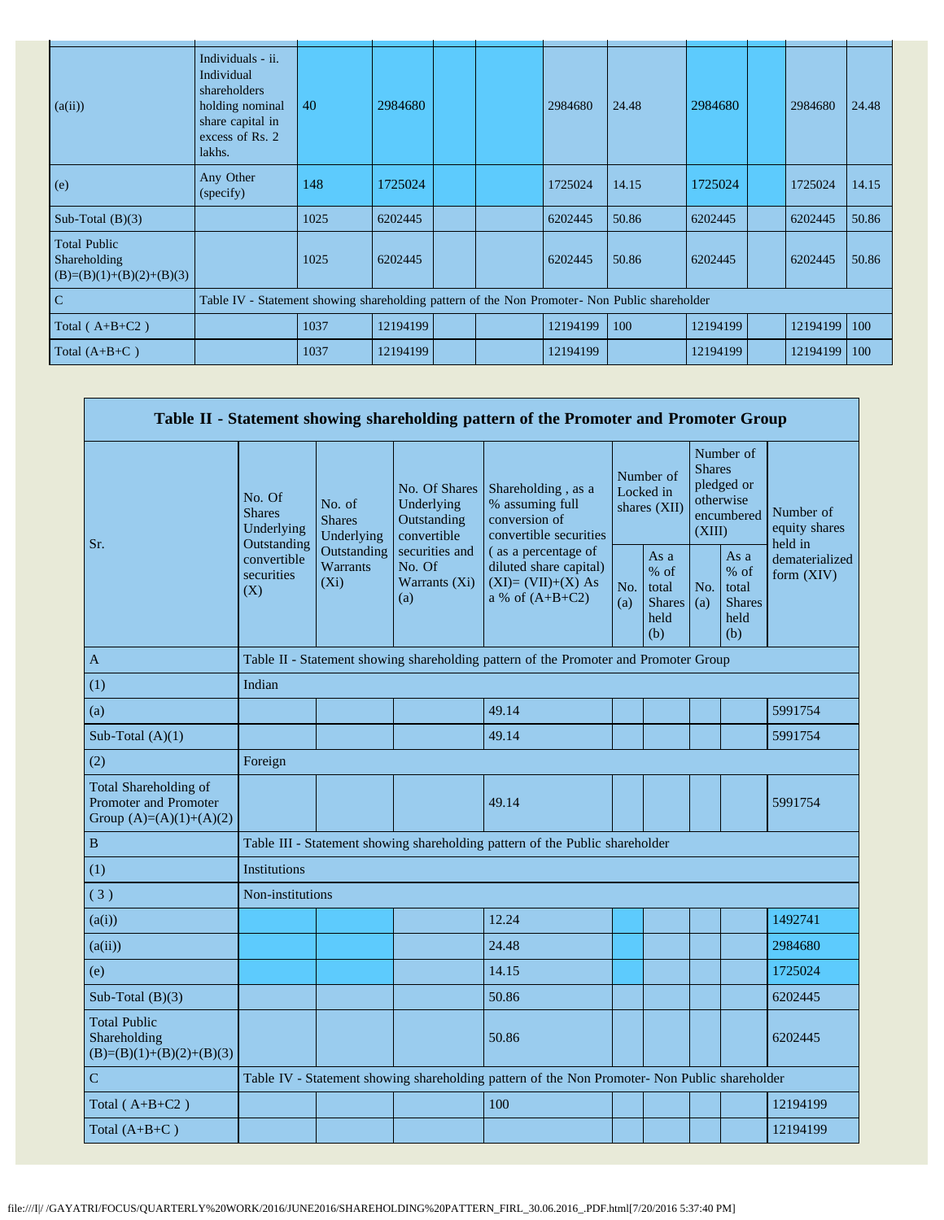| | | | | | | | | | | | |
|---|---|---|---|---|---|---|---|---|---|---|---|
| (a(ii)) | Individuals - ii. Individual shareholders holding nominal share capital in excess of Rs. 2 lakhs. | 40 | 2984680 | | | 2984680 | 24.48 | 2984680 | | 2984680 | 24.48 |
| (e) | Any Other (specify) | 148 | 1725024 | | | 1725024 | 14.15 | 1725024 | | 1725024 | 14.15 |
| Sub-Total (B)(3) | | 1025 | 6202445 | | | 6202445 | 50.86 | 6202445 | | 6202445 | 50.86 |
| Total Public Shareholding (B)=(B)(1)+(B)(2)+(B)(3) | | 1025 | 6202445 | | | 6202445 | 50.86 | 6202445 | | 6202445 | 50.86 |
| C | Table IV - Statement showing shareholding pattern of the Non Promoter- Non Public shareholder | | | | | | | | | | |
| Total ( A+B+C2 ) | | 1037 | 12194199 | | | 12194199 | 100 | 12194199 | | 12194199 | 100 |
| Total (A+B+C ) | | 1037 | 12194199 | | | 12194199 | | 12194199 | | 12194199 | 100 |

## Table II - Statement showing shareholding pattern of the Promoter and Promoter Group

| Sr. | No. Of Shares Underlying Outstanding convertible securities (X) | No. of Shares Underlying Outstanding Warrants (Xi) | No. Of Shares Underlying Outstanding convertible securities and No. Of Warrants (Xi) (a) | Shareholding , as a % assuming full conversion of convertible securities ( as a percentage of diluted share capital) (XI)= (VII)+(X) As a % of (A+B+C2) | Number of Locked in shares (XII) | | Number of Shares pledged or otherwise encumbered (XIII) | | Number of equity shares held in dematerialized form (XIV) |
|---|---|---|---|---|---|---|---|---|---|
| | | | | | No. (a) | As a % of total Shares held (b) | No. (a) | As a % of total Shares held (b) | |
| A | Table II - Statement showing shareholding pattern of the Promoter and Promoter Group | | | | | | | | |
| (1) | Indian | | | | | | | | |
| (a) | | | | 49.14 | | | | | 5991754 |
| Sub-Total (A)(1) | | | | 49.14 | | | | | 5991754 |
| (2) | Foreign | | | | | | | | |
| Total Shareholding of Promoter and Promoter Group (A)=(A)(1)+(A)(2) | | | | 49.14 | | | | | 5991754 |
| B | Table III - Statement showing shareholding pattern of the Public shareholder | | | | | | | | |
| (1) | Institutions | | | | | | | | |
| ( 3 ) | Non-institutions | | | | | | | | |
| (a(i)) | | | | 12.24 | | | | | 1492741 |
| (a(ii)) | | | | 24.48 | | | | | 2984680 |
| (e) | | | | 14.15 | | | | | 1725024 |
| Sub-Total (B)(3) | | | | 50.86 | | | | | 6202445 |
| Total Public Shareholding (B)=(B)(1)+(B)(2)+(B)(3) | | | | 50.86 | | | | | 6202445 |
| C | Table IV - Statement showing shareholding pattern of the Non Promoter- Non Public shareholder | | | | | | | | |
| Total ( A+B+C2 ) | | | | 100 | | | | | 12194199 |
| Total (A+B+C ) | | | | | | | | | 12194199 |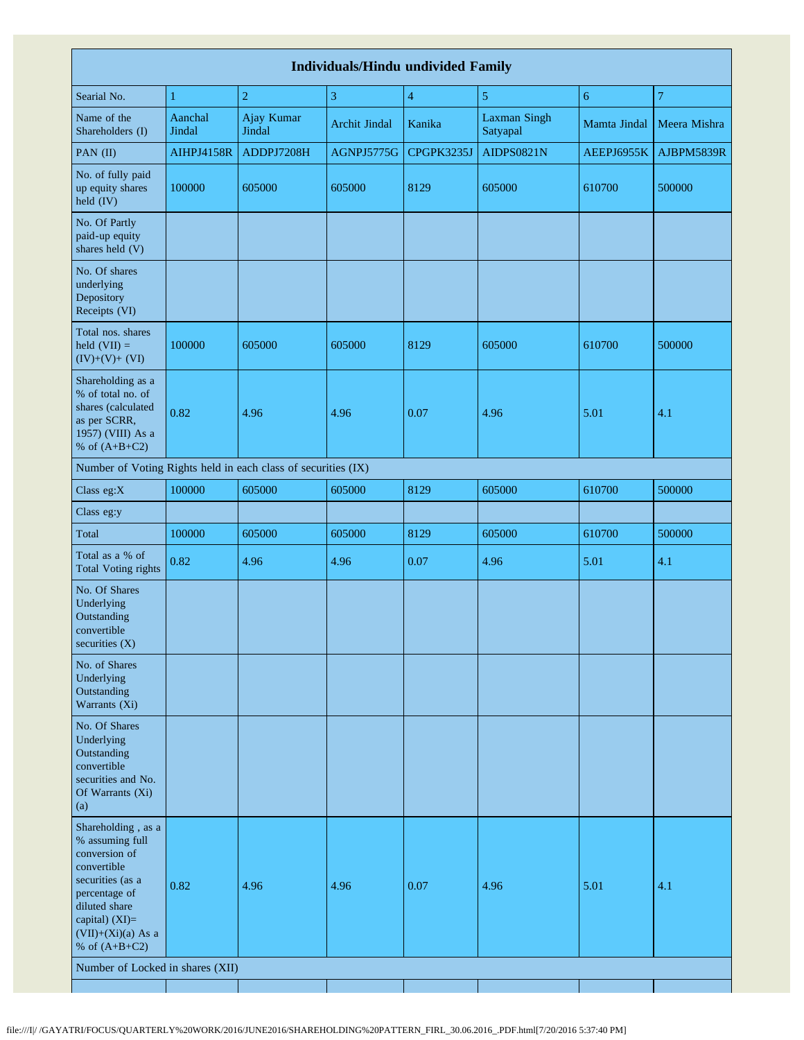| Individuals/Hindu undivided Family | | | | | | | |
|---|---|---|---|---|---|---|---|
| Searial No. | 1 | 2 | 3 | 4 | 5 | 6 | 7 |
| Name of the Shareholders (I) | Aanchal Jindal | Ajay Kumar Jindal | Archit Jindal | Kanika | Laxman Singh Satyapal | Mamta Jindal | Meera Mishra |
| PAN (II) | AIHPJ4158R | ADDPJ7208H | AGNPJ5775G | CPGPK3235J | AIDPS0821N | AEEPJ6955K | AJBPM5839R |
| No. of fully paid up equity shares held (IV) | 100000 | 605000 | 605000 | 8129 | 605000 | 610700 | 500000 |
| No. Of Partly paid-up equity shares held (V) | | | | | | | |
| No. Of shares underlying Depository Receipts (VI) | | | | | | | |
| Total nos. shares held (VII) = (IV)+(V)+ (VI) | 100000 | 605000 | 605000 | 8129 | 605000 | 610700 | 500000 |
| Shareholding as a % of total no. of shares (calculated as per SCRR, 1957) (VIII) As a % of (A+B+C2) | 0.82 | 4.96 | 4.96 | 0.07 | 4.96 | 5.01 | 4.1 |
| Number of Voting Rights held in each class of securities (IX) | | | | | | | |
| Class eg:X | 100000 | 605000 | 605000 | 8129 | 605000 | 610700 | 500000 |
| Class eg:y | | | | | | | |
| Total | 100000 | 605000 | 605000 | 8129 | 605000 | 610700 | 500000 |
| Total as a % of Total Voting rights | 0.82 | 4.96 | 4.96 | 0.07 | 4.96 | 5.01 | 4.1 |
| No. Of Shares Underlying Outstanding convertible securities (X) | | | | | | | |
| No. of Shares Underlying Outstanding Warrants (Xi) | | | | | | | |
| No. Of Shares Underlying Outstanding convertible securities and No. Of Warrants (Xi) (a) | | | | | | | |
| Shareholding , as a % assuming full conversion of convertible securities (as a percentage of diluted share capital) (XI)= (VII)+(Xi)(a) As a % of (A+B+C2) | 0.82 | 4.96 | 4.96 | 0.07 | 4.96 | 5.01 | 4.1 |
| Number of Locked in shares (XII) | | | | | | | |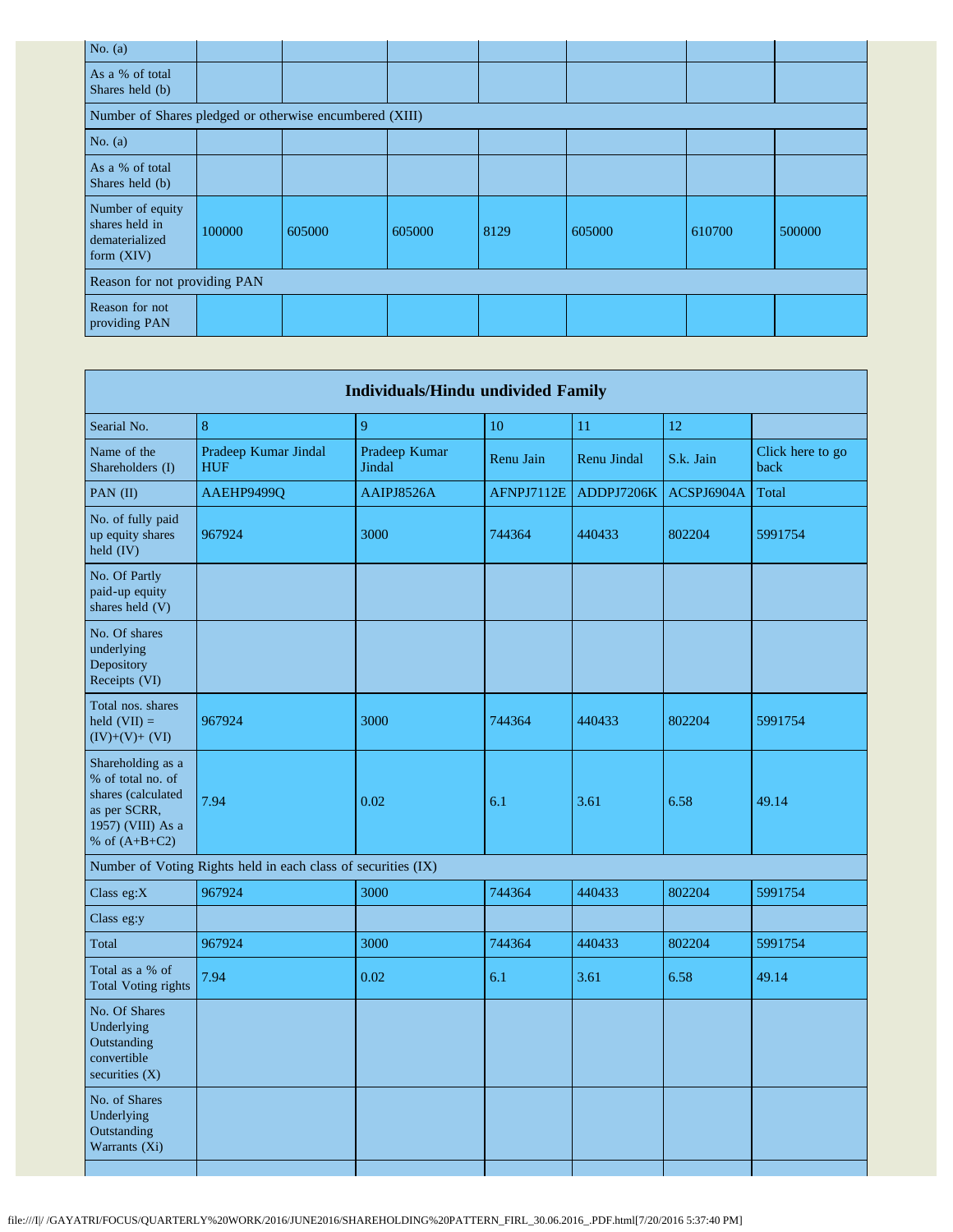| No. (a) | | | | | | | |
|---|---|---|---|---|---|---|---|
| As a % of total Shares held (b) | | | | | | | |
| Number of Shares pledged or otherwise encumbered (XIII) | | | | | | | |
| No. (a) | | | | | | | |
| As a % of total Shares held (b) | | | | | | | |
| Number of equity shares held in dematerialized form (XIV) | 100000 | 605000 | 605000 | 8129 | 605000 | 610700 | 500000 |
| Reason for not providing PAN | | | | | | | |
| Reason for not providing PAN | | | | | | | |

| Individuals/Hindu undivided Family | | | | | | |
|---|---|---|---|---|---|---|
| Searial No. | 8 | 9 | 10 | 11 | 12 | |
| Name of the Shareholders (I) | Pradeep Kumar Jindal HUF | Pradeep Kumar Jindal | Renu Jain | Renu Jindal | S.k. Jain | Click here to go back |
| PAN (II) | AAEHP9499Q | AAIPJ8526A | AFNPJ7112E | ADDPJ7206K | ACSPJ6904A | Total |
| No. of fully paid up equity shares held (IV) | 967924 | 3000 | 744364 | 440433 | 802204 | 5991754 |
| No. Of Partly paid-up equity shares held (V) | | | | | | |
| No. Of shares underlying Depository Receipts (VI) | | | | | | |
| Total nos. shares held (VII) = (IV)+(V)+ (VI) | 967924 | 3000 | 744364 | 440433 | 802204 | 5991754 |
| Shareholding as a % of total no. of shares (calculated as per SCRR, 1957) (VIII) As a % of (A+B+C2) | 7.94 | 0.02 | 6.1 | 3.61 | 6.58 | 49.14 |
| Number of Voting Rights held in each class of securities (IX) | | | | | | |
| Class eg:X | 967924 | 3000 | 744364 | 440433 | 802204 | 5991754 |
| Class eg:y | | | | | | |
| Total | 967924 | 3000 | 744364 | 440433 | 802204 | 5991754 |
| Total as a % of Total Voting rights | 7.94 | 0.02 | 6.1 | 3.61 | 6.58 | 49.14 |
| No. Of Shares Underlying Outstanding convertible securities (X) | | | | | | |
| No. of Shares Underlying Outstanding Warrants (Xi) | | | | | | |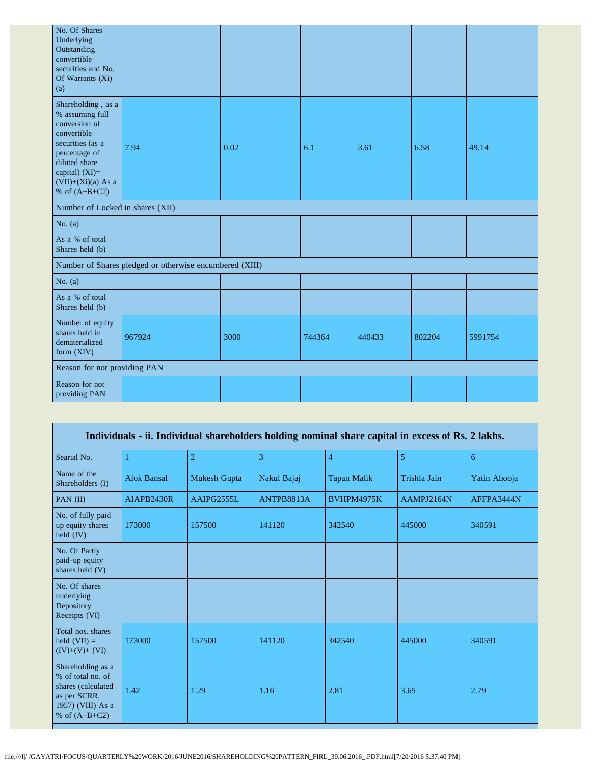| | | | | | | |
|---|---|---|---|---|---|---|
| No. Of Shares Underlying Outstanding convertible securities and No. Of Warrants (Xi) (a) | | | | | | |
| Shareholding , as a % assuming full conversion of convertible securities (as a percentage of diluted share capital) (XI)= (VII)+(Xi)(a) As a % of (A+B+C2) | 7.94 | 0.02 | 6.1 | 3.61 | 6.58 | 49.14 |
| Number of Locked in shares (XII) | | | | | | |
| No. (a) | | | | | | |
| As a % of total Shares held (b) | | | | | | |
| Number of Shares pledged or otherwise encumbered (XIII) | | | | | | |
| No. (a) | | | | | | |
| As a % of total Shares held (b) | | | | | | |
| Number of equity shares held in dematerialized form (XIV) | 967924 | 3000 | 744364 | 440433 | 802204 | 5991754 |
| Reason for not providing PAN | | | | | | |
| Reason for not providing PAN | | | | | | |

**Individuals - ii. Individual shareholders holding nominal share capital in excess of Rs. 2 lakhs.**

| Searial No. | 1 | 2 | 3 | 4 | 5 | 6 |
|---|---|---|---|---|---|---|
| Name of the Shareholders (I) | Alok Bansal | Mukesh Gupta | Nakul Bajaj | Tapan Malik | Trishla Jain | Yatin Ahooja |
| PAN (II) | AIAPB2430R | AAIPG2555L | ANTPB8813A | BVHPM4975K | AAMPJ2164N | AFFPA3444N |
| No. of fully paid up equity shares held (IV) | 173000 | 157500 | 141120 | 342540 | 445000 | 340591 |
| No. Of Partly paid-up equity shares held (V) | | | | | | |
| No. Of shares underlying Depository Receipts (VI) | | | | | | |
| Total nos. shares held (VII) = (IV)+(V)+ (VI) | 173000 | 157500 | 141120 | 342540 | 445000 | 340591 |
| Shareholding as a % of total no. of shares (calculated as per SCRR, 1957) (VIII) As a % of (A+B+C2) | 1.42 | 1.29 | 1.16 | 2.81 | 3.65 | 2.79 |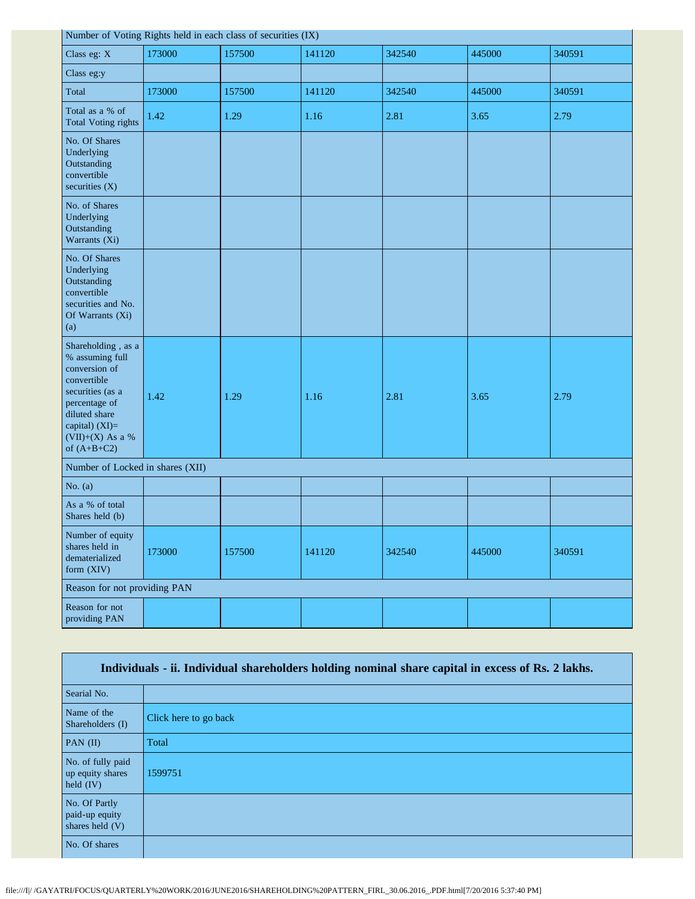| Number of Voting Rights held in each class of securities (IX) | | | | | | |
|---|---|---|---|---|---|---|
| Class eg: X | 173000 | 157500 | 141120 | 342540 | 445000 | 340591 |
| Class eg:y | | | | | | |
| Total | 173000 | 157500 | 141120 | 342540 | 445000 | 340591 |
| Total as a % of Total Voting rights | 1.42 | 1.29 | 1.16 | 2.81 | 3.65 | 2.79 |
| No. Of Shares Underlying Outstanding convertible securities (X) | | | | | | |
| No. of Shares Underlying Outstanding Warrants (Xi) | | | | | | |
| No. Of Shares Underlying Outstanding convertible securities and No. Of Warrants (Xi) (a) | | | | | | |
| Shareholding , as a % assuming full conversion of convertible securities (as a percentage of diluted share capital) (XI)= (VII)+(X) As a % of (A+B+C2) | 1.42 | 1.29 | 1.16 | 2.81 | 3.65 | 2.79 |
| Number of Locked in shares (XII) | | | | | | |
| No. (a) | | | | | | |
| As a % of total Shares held (b) | | | | | | |
| Number of equity shares held in dematerialized form (XIV) | 173000 | 157500 | 141120 | 342540 | 445000 | 340591 |
| Reason for not providing PAN | | | | | | |
| Reason for not providing PAN | | | | | | |

| Individuals - ii. Individual shareholders holding nominal share capital in excess of Rs. 2 lakhs. | |
|---|---|
| Searial No. | |
| Name of the Shareholders (I) | Click here to go back |
| PAN (II) | Total |
| No. of fully paid up equity shares held (IV) | 1599751 |
| No. Of Partly paid-up equity shares held (V) | |
| No. Of shares | |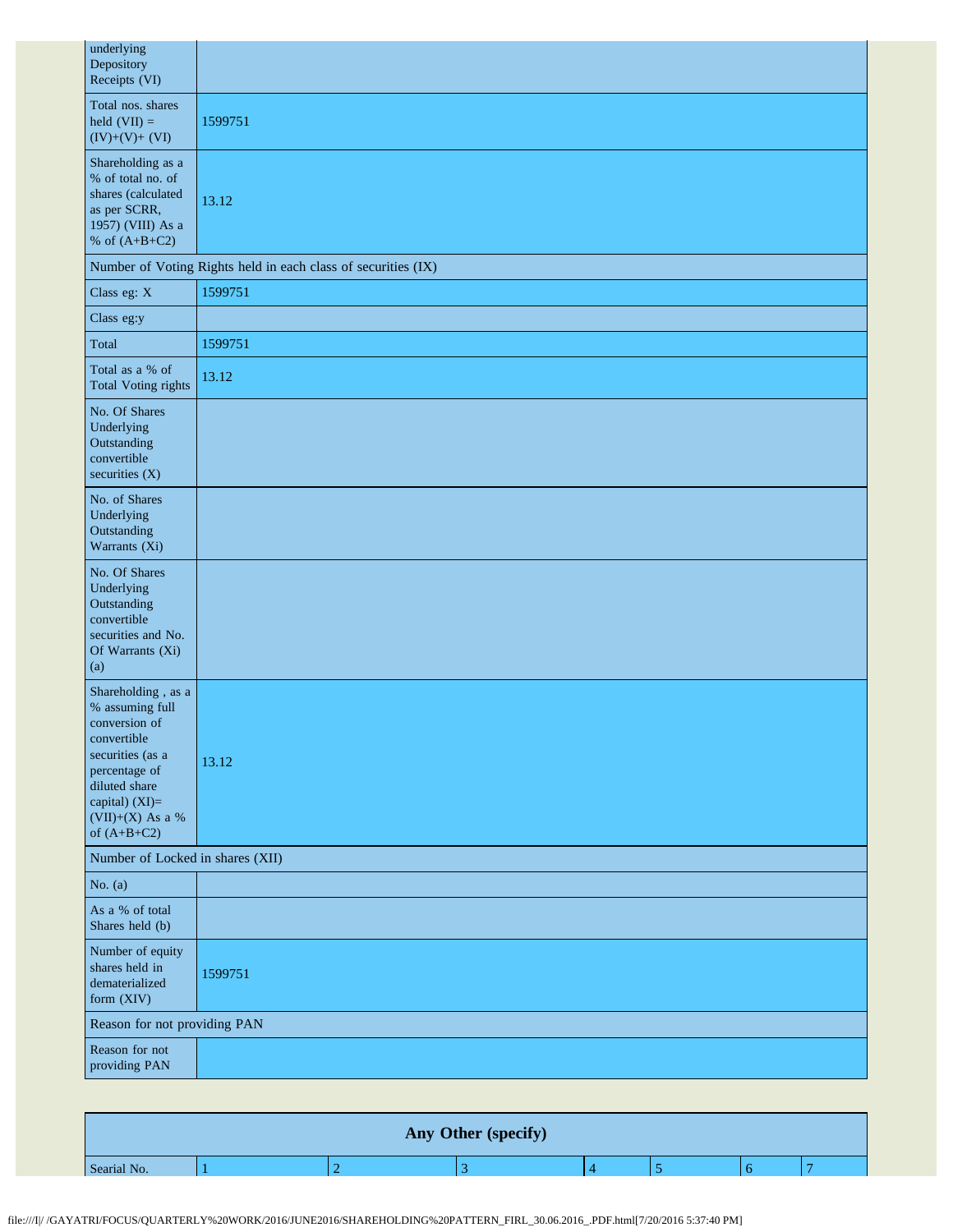| | |
|---|---|
| underlying Depository Receipts (VI) | |
| Total nos. shares held (VII) = (IV)+(V)+ (VI) | 1599751 |
| Shareholding as a % of total no. of shares (calculated as per SCRR, 1957) (VIII) As a % of (A+B+C2) | 13.12 |
| Number of Voting Rights held in each class of securities (IX) | |
| Class eg: X | 1599751 |
| Class eg:y | |
| Total | 1599751 |
| Total as a % of Total Voting rights | 13.12 |
| No. Of Shares Underlying Outstanding convertible securities (X) | |
| No. of Shares Underlying Outstanding Warrants (Xi) | |
| No. Of Shares Underlying Outstanding convertible securities and No. Of Warrants (Xi) (a) | |
| Shareholding , as a % assuming full conversion of convertible securities (as a percentage of diluted share capital) (XI)= (VII)+(X) As a % of (A+B+C2) | 13.12 |
| Number of Locked in shares (XII) | |
| No. (a) | |
| As a % of total Shares held (b) | |
| Number of equity shares held in dematerialized form (XIV) | 1599751 |
| Reason for not providing PAN | |
| Reason for not providing PAN | |

| Any Other (specify) | | | | | | | |
|---|---|---|---|---|---|---|---|
| Searial No. | 1 | 2 | 3 | 4 | 5 | 6 | 7 |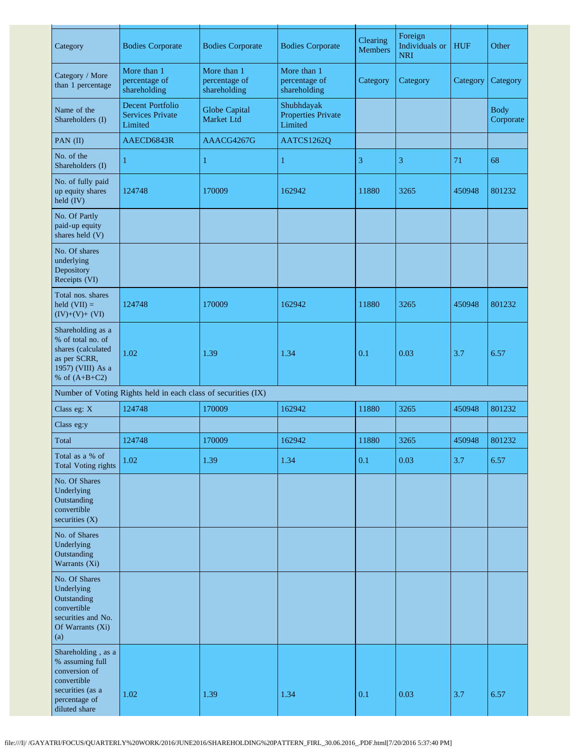| Category | Bodies Corporate | Bodies Corporate | Bodies Corporate | Clearing Members | Foreign Individuals or NRI | HUF | Other |
|---|---|---|---|---|---|---|---|
| Category / More than 1 percentage | More than 1 percentage of shareholding | More than 1 percentage of shareholding | More than 1 percentage of shareholding | Category | Category | Category | Category |
| Name of the Shareholders (I) | Decent Portfolio Services Private Limited | Globe Capital Market Ltd | Shubhdayak Properties Private Limited | | | | Body Corporate |
| PAN (II) | AAECD6843R | AAACG4267G | AATCS1262Q | | | | |
| No. of the Shareholders (I) | 1 | 1 | 1 | 3 | 3 | 71 | 68 |
| No. of fully paid up equity shares held (IV) | 124748 | 170009 | 162942 | 11880 | 3265 | 450948 | 801232 |
| No. Of Partly paid-up equity shares held (V) | | | | | | | |
| No. Of shares underlying Depository Receipts (VI) | | | | | | | |
| Total nos. shares held (VII) = (IV)+(V)+ (VI) | 124748 | 170009 | 162942 | 11880 | 3265 | 450948 | 801232 |
| Shareholding as a % of total no. of shares (calculated as per SCRR, 1957) (VIII) As a % of (A+B+C2) | 1.02 | 1.39 | 1.34 | 0.1 | 0.03 | 3.7 | 6.57 |
| Number of Voting Rights held in each class of securities (IX) | | | | | | | |
| Class eg: X | 124748 | 170009 | 162942 | 11880 | 3265 | 450948 | 801232 |
| Class eg:y | | | | | | | |
| Total | 124748 | 170009 | 162942 | 11880 | 3265 | 450948 | 801232 |
| Total as a % of Total Voting rights | 1.02 | 1.39 | 1.34 | 0.1 | 0.03 | 3.7 | 6.57 |
| No. Of Shares Underlying Outstanding convertible securities (X) | | | | | | | |
| No. of Shares Underlying Outstanding Warrants (Xi) | | | | | | | |
| No. Of Shares Underlying Outstanding convertible securities and No. Of Warrants (Xi) (a) | | | | | | | |
| Shareholding , as a % assuming full conversion of convertible securities (as a percentage of diluted share | 1.02 | 1.39 | 1.34 | 0.1 | 0.03 | 3.7 | 6.57 |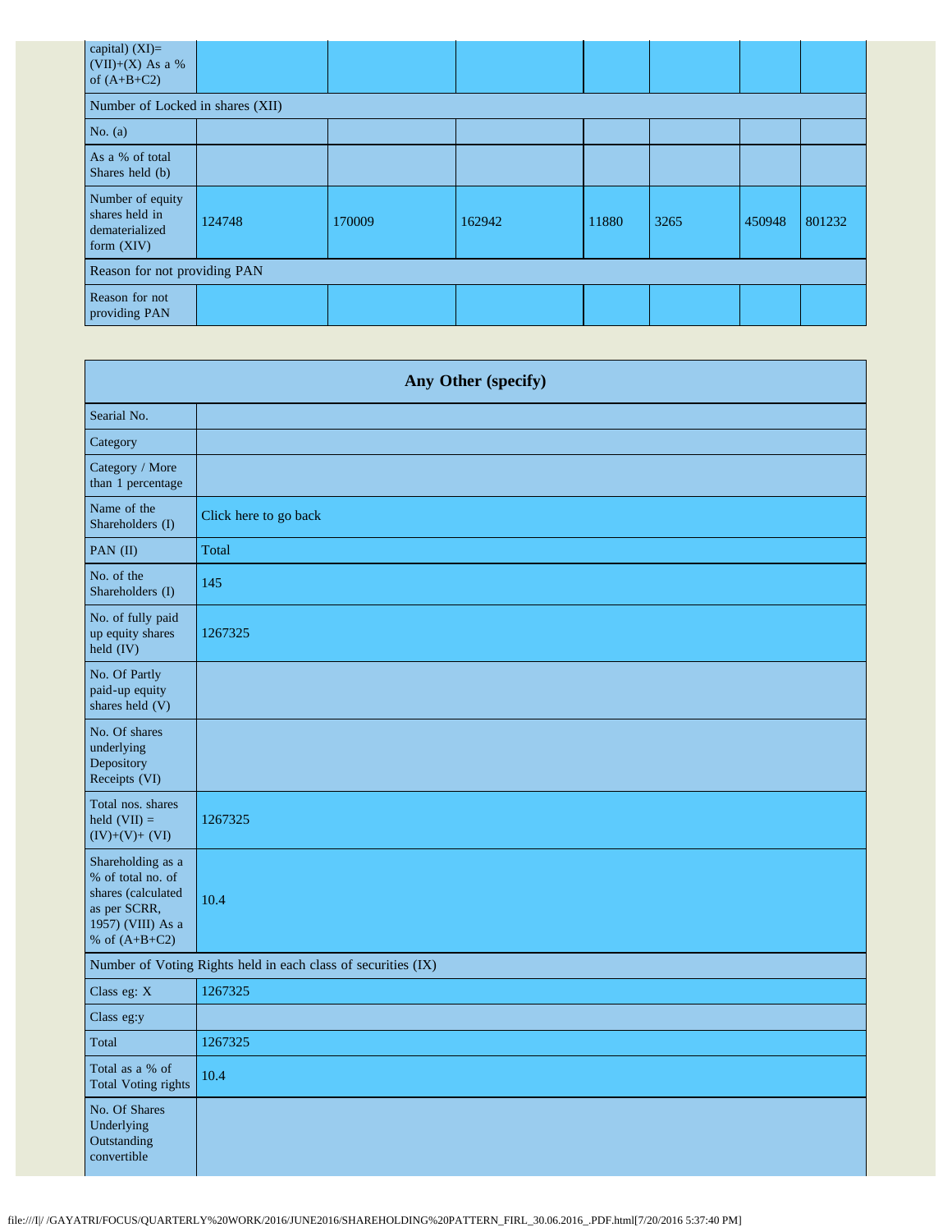| capital) (XI)= (VII)+(X) As a % of (A+B+C2) | | | | | | | |
|---|---|---|---|---|---|---|---|
| Number of Locked in shares (XII) | | | | | | | |
| No. (a) | | | | | | | |
| As a % of total Shares held (b) | | | | | | | |
| Number of equity shares held in dematerialized form (XIV) | 124748 | 170009 | 162942 | 11880 | 3265 | 450948 | 801232 |
| Reason for not providing PAN | | | | | | | |
| Reason for not providing PAN | | | | | | | |

| Any Other (specify) | |
|---|---|
| Searial No. | |
| Category | |
| Category / More than 1 percentage | |
| Name of the Shareholders (I) | Click here to go back |
| PAN (II) | Total |
| No. of the Shareholders (I) | 145 |
| No. of fully paid up equity shares held (IV) | 1267325 |
| No. Of Partly paid-up equity shares held (V) | |
| No. Of shares underlying Depository Receipts (VI) | |
| Total nos. shares held (VII) = (IV)+(V)+ (VI) | 1267325 |
| Shareholding as a % of total no. of shares (calculated as per SCRR, 1957) (VIII) As a % of (A+B+C2) | 10.4 |
| Number of Voting Rights held in each class of securities (IX) | |
| Class eg: X | 1267325 |
| Class eg:y | |
| Total | 1267325 |
| Total as a % of Total Voting rights | 10.4 |
| No. Of Shares Underlying Outstanding convertible | |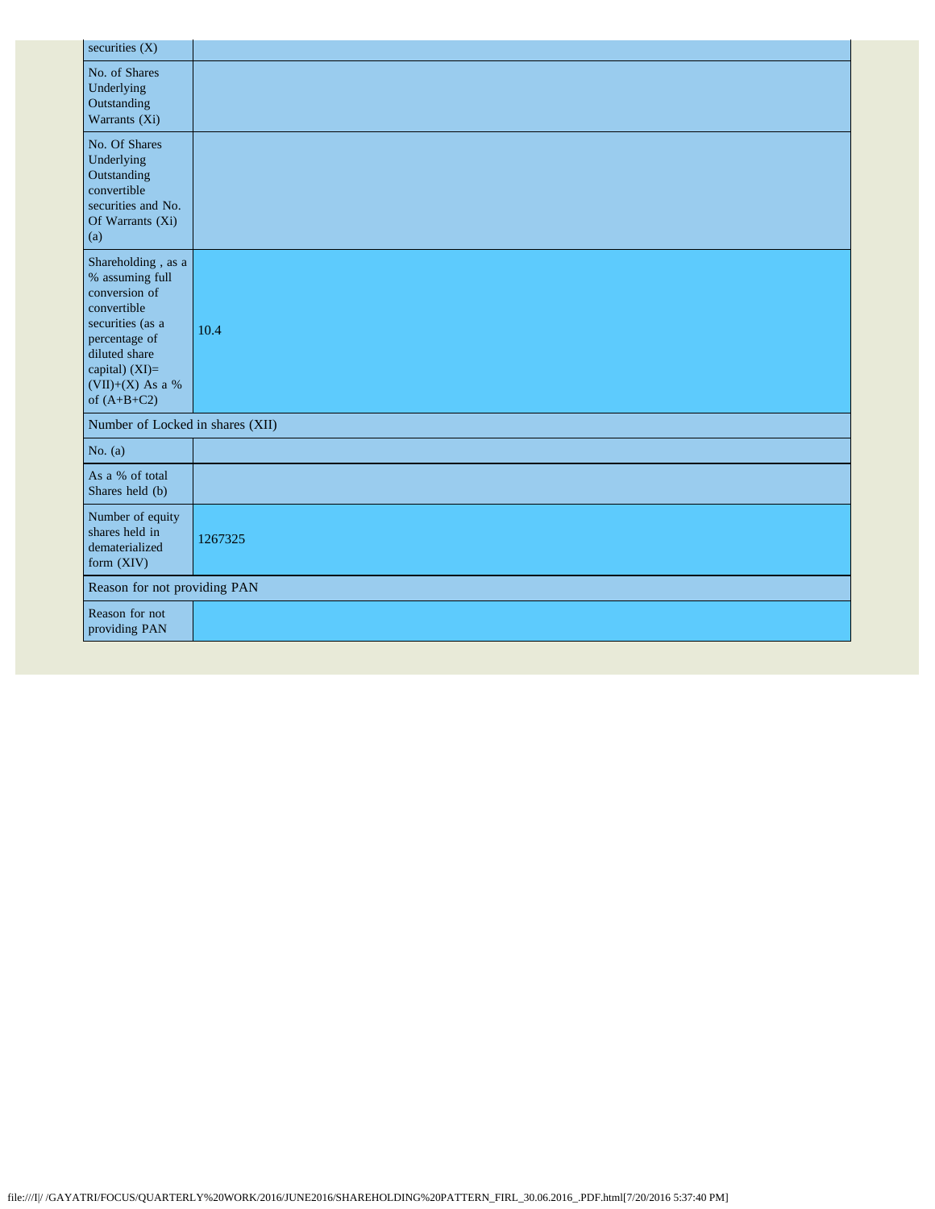| | |
|---|---|
| securities (X) | |
| No. of Shares Underlying Outstanding Warrants (Xi) | |
| No. Of Shares Underlying Outstanding convertible securities and No. Of Warrants (Xi) (a) | |
| Shareholding , as a % assuming full conversion of convertible securities (as a percentage of diluted share capital) (XI)= (VII)+(X) As a % of (A+B+C2) | 10.4 |
| Number of Locked in shares (XII) | |
| No. (a) | |
| As a % of total Shares held (b) | |
| Number of equity shares held in dematerialized form (XIV) | 1267325 |
| Reason for not providing PAN | |
| Reason for not providing PAN | |